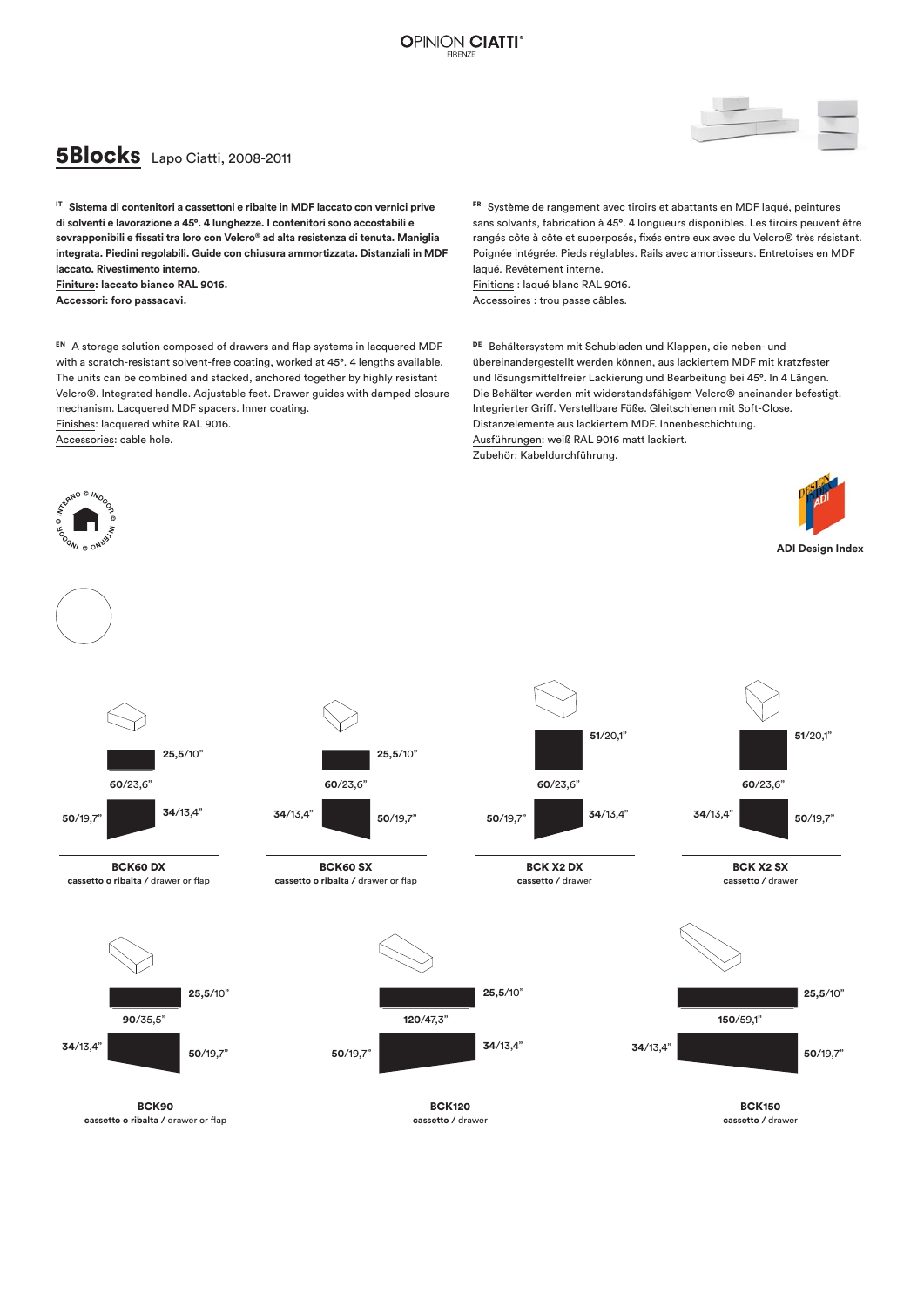OPINION CIATTI®
FIRENZE

# 5Blocks Lapo Ciatti, 2008-2011

IT **Sistema di contenitori a cassettoni e ribalte in MDF laccato con vernici prive di solventi e lavorazione a 45°. 4 lunghezze. I contenitori sono accostabili e sovrapponibili e fissati tra loro con Velcro® ad alta resistenza di tenuta. Maniglia integrata. Piedini regolabili. Guide con chiusura ammortizzata. Distanziali in MDF laccato. Rivestimento interno.**
**Finiture: laccato bianco RAL 9016.**
**Accessori: foro passacavi.**

FR Système de rangement avec tiroirs et abattants en MDF laqué, peintures sans solvants, fabrication à 45°. 4 longueurs disponibles. Les tiroirs peuvent être rangés côte à côte et superposés, fixés entre eux avec du Velcro® très résistant. Poignée intégrée. Pieds réglables. Rails avec amortisseurs. Entretoises en MDF laqué. Revêtement interne.
Finitions : laqué blanc RAL 9016.
Accessoires : trou passe câbles.

EN A storage solution composed of drawers and flap systems in lacquered MDF with a scratch-resistant solvent-free coating, worked at 45°. 4 lengths available. The units can be combined and stacked, anchored together by highly resistant Velcro®. Integrated handle. Adjustable feet. Drawer guides with damped closure mechanism. Lacquered MDF spacers. Inner coating.
Finishes: lacquered white RAL 9016.
Accessories: cable hole.

DE Behältersystem mit Schubladen und Klappen, die neben- und übereinandergestellt werden können, aus lackiertem MDF mit kratzfester und lösungsmittelfreier Lackierung und Bearbeitung bei 45°. In 4 Längen. Die Behälter werden mit widerstandsfähigem Velcro® aneinander befestigt. Integrierter Griff. Verstellbare Füße. Gleitschienen mit Soft-Close. Distanzelemente aus lackiertem MDF. Innenbeschichtung.
Ausführungen: weiß RAL 9016 matt lackiert.
Zubehör: Kabeldurchführung.

INTERNO ◎ INDOOR ◎ INTERNO ◎ INDOOR

ADI Design Index

**BCK60 DX**
**cassetto o ribalta** / drawer or flap
**25,5**/10" — **60**/23,6" — **50**/19,7" — **34**/13,4"

**BCK60 SX**
**cassetto o ribalta** / drawer or flap
**25,5**/10" — **60**/23,6" — **34**/13,4" — **50**/19,7"

**BCK X2 DX**
**cassetto** / drawer
**51**/20,1" — **60**/23,6" — **50**/19,7" — **34**/13,4"

**BCK X2 SX**
**cassetto** / drawer
**51**/20,1" — **60**/23,6" — **34**/13,4" — **50**/19,7"

**BCK90**
**cassetto o ribalta** / drawer or flap
**25,5**/10" — **90**/35,5" — **34**/13,4" — **50**/19,7"

**BCK120**
**cassetto** / drawer
**25,5**/10" — **120**/47,3" — **50**/19,7" — **34**/13,4"

**BCK150**
**cassetto** / drawer
**25,5**/10" — **150**/59,1" — **34**/13,4" — **50**/19,7"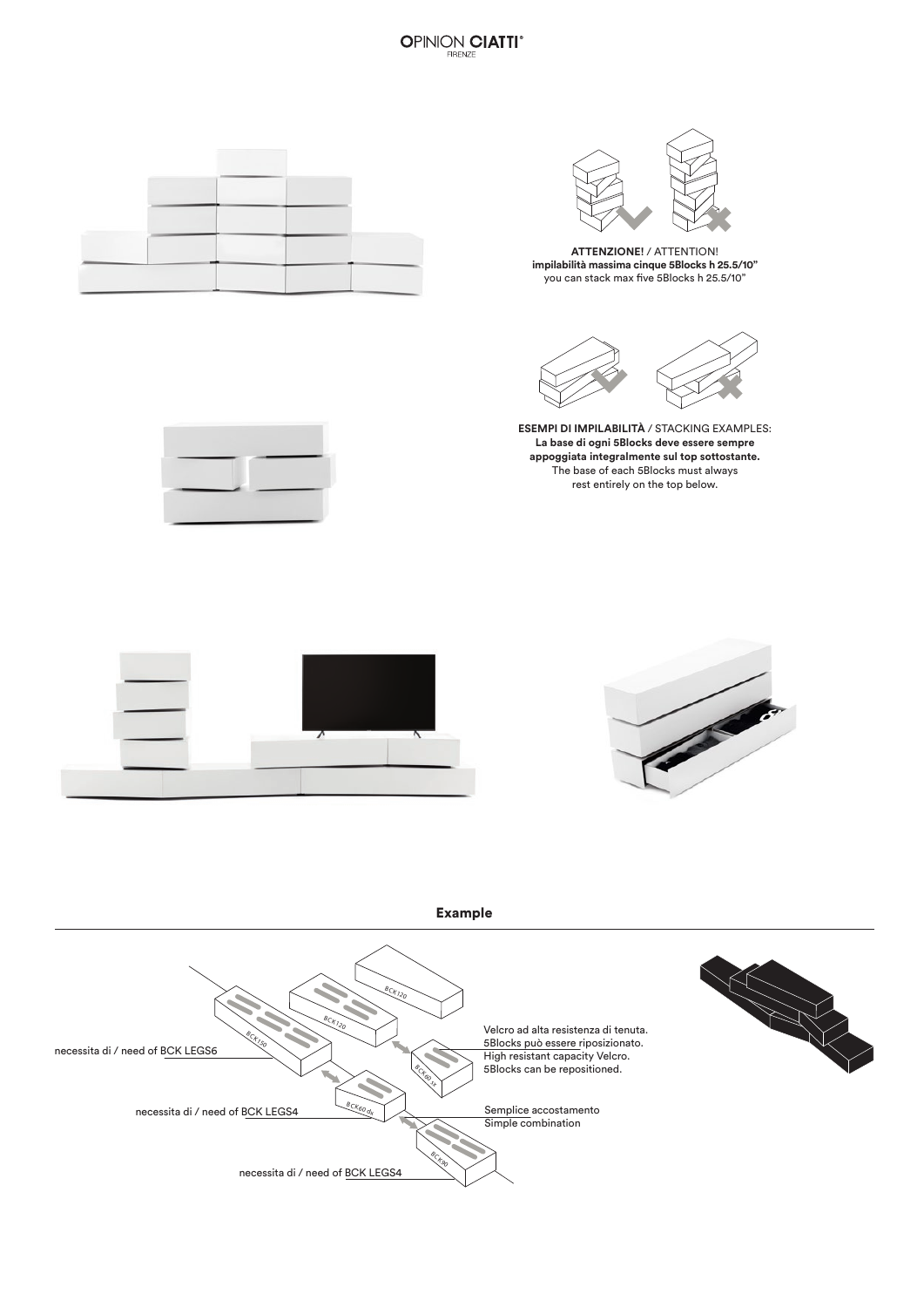**ATTENZIONE!** / ATTENTION!
**impilabilità massima cinque 5Blocks h 25.5/10"**
you can stack max five 5Blocks h 25.5/10"

**ESEMPI DI IMPILABILITÀ** / STACKING EXAMPLES:
**La base di ogni 5Blocks deve essere sempre appoggiata integralmente sul top sottostante.**
The base of each 5Blocks must always rest entirely on the top below.

## Example

BCK120

BCK120

BCK150

BCK60 sx

BCK60 dx

BCK90

necessita di / need of BCK LEGS6

necessita di / need of BCK LEGS4

necessita di / need of BCK LEGS4

Velcro ad alta resistenza di tenuta.
5Blocks può essere riposizionato.
High resistant capacity Velcro.
5Blocks can be repositioned.

Semplice accostamento
Simple combination